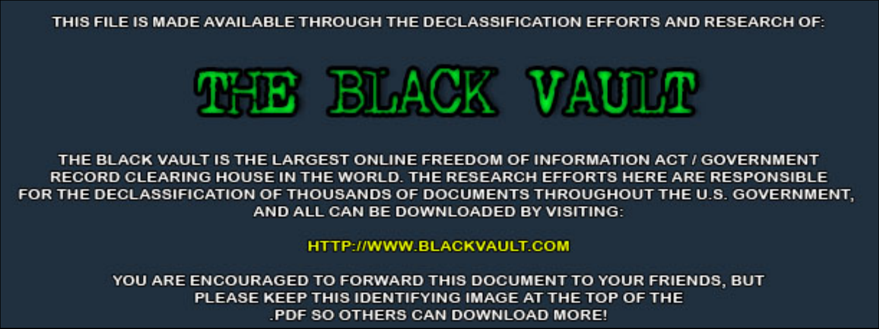THIS FILE IS MADE AVAILABLE THROUGH THE DECLASSIFICATION EFFORTS AND RESEARCH OF:

# THE BLACK VAULT

THE BLACK VAULT IS THE LARGEST ONLINE FREEDOM OF INFORMATION ACT / GOVERNMENT RECORD CLEARING HOUSE IN THE WORLD. THE RESEARCH EFFORTS HERE ARE RESPONSIBLE FOR THE DECLASSIFICATION OF THOUSANDS OF DOCUMENTS THROUGHOUT THE U.S. GOVERNMENT, AND ALL CAN BE DOWNLOADED BY VISITING:

HTTP://WWW.BLACKVAULT.COM

YOU ARE ENCOURAGED TO FORWARD THIS DOCUMENT TO YOUR FRIENDS, BUT PLEASE KEEP THIS IDENTIFYING IMAGE AT THE TOP OF THE .PDF SO OTHERS CAN DOWNLOAD MORE!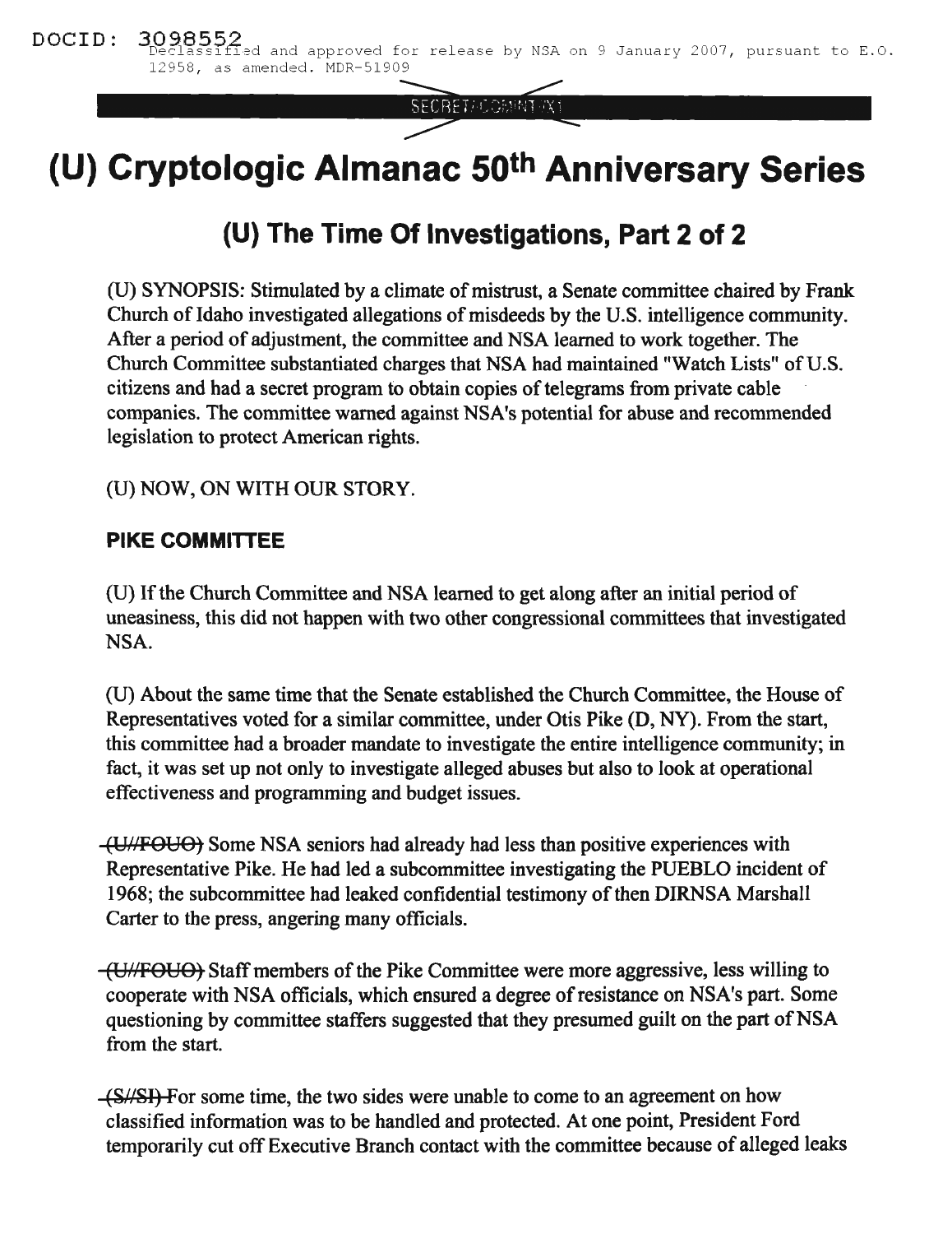DOCID: 3098552 Declassified and approved for release by NSA on 9 January 2007, pursuant to E.O. 12958, as amended. MDR-51909

SECRET//COMINT//X1

# (U) Cryptologic Almanac 50th Anniversary Series

## (U) The Time Of Investigations, Part 2 of 2

(U) SYNOPSIS: Stimulated by a climate of mistrust, a Senate committee chaired by Frank Church of Idaho investigated allegations of misdeeds by the U.S. intelligence community. After a period of adjustment, the committee and NSA learned to work together. The Church Committee substantiated charges that NSA had maintained "Watch Lists" of U.S. citizens and had a secret program to obtain copies of telegrams from private cable companies. The committee warned against NSA's potential for abuse and recommended legislation to protect American rights.

(U) NOW, ON WITH OUR STORY.

### PIKE COMMITTEE

(U) If the Church Committee and NSA learned to get along after an initial period of uneasiness, this did not happen with two other congressional committees that investigated NSA.

(U) About the same time that the Senate established the Church Committee, the House of Representatives voted for a similar committee, under Otis Pike (D, NY). From the start, this committee had a broader mandate to investigate the entire intelligence community; in fact, it was set up not only to investigate alleged abuses but also to look at operational effectiveness and programming and budget issues.

~~(U//FOUO)~~ Some NSA seniors had already had less than positive experiences with Representative Pike. He had led a subcommittee investigating the PUEBLO incident of 1968; the subcommittee had leaked confidential testimony of then DIRNSA Marshall Carter to the press, angering many officials.

~~(U//FOUO)~~ Staff members of the Pike Committee were more aggressive, less willing to cooperate with NSA officials, which ensured a degree of resistance on NSA's part. Some questioning by committee staffers suggested that they presumed guilt on the part of NSA from the start.

~~(S//SI)~~ For some time, the two sides were unable to come to an agreement on how classified information was to be handled and protected. At one point, President Ford temporarily cut off Executive Branch contact with the committee because of alleged leaks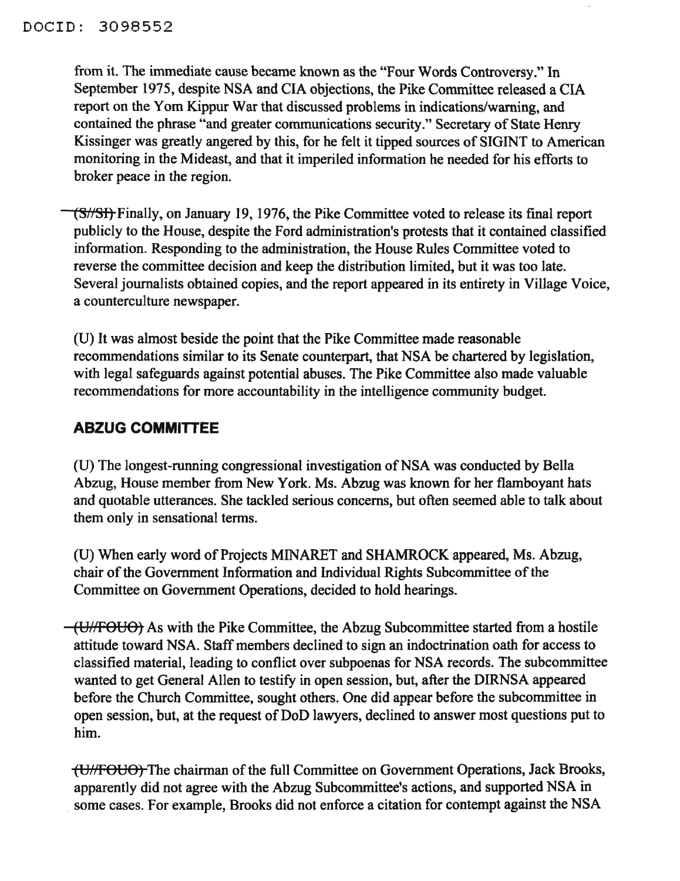from it. The immediate cause became known as the "Four Words Controversy." In September 1975, despite NSA and CIA objections, the Pike Committee released a CIA report on the Yom Kippur War that discussed problems in indications/warning, and contained the phrase "and greater communications security." Secretary of State Henry Kissinger was greatly angered by this, for he felt it tipped sources of SIGINT to American monitoring in the Mideast, and that it imperiled information he needed for his efforts to broker peace in the region.

~~(S//SI)~~ Finally, on January 19, 1976, the Pike Committee voted to release its final report publicly to the House, despite the Ford administration's protests that it contained classified information. Responding to the administration, the House Rules Committee voted to reverse the committee decision and keep the distribution limited, but it was too late. Several journalists obtained copies, and the report appeared in its entirety in Village Voice, a counterculture newspaper.

(U) It was almost beside the point that the Pike Committee made reasonable recommendations similar to its Senate counterpart, that NSA be chartered by legislation, with legal safeguards against potential abuses. The Pike Committee also made valuable recommendations for more accountability in the intelligence community budget.

## ABZUG COMMITTEE

(U) The longest-running congressional investigation of NSA was conducted by Bella Abzug, House member from New York. Ms. Abzug was known for her flamboyant hats and quotable utterances. She tackled serious concerns, but often seemed able to talk about them only in sensational terms.

(U) When early word of Projects MINARET and SHAMROCK appeared, Ms. Abzug, chair of the Government Information and Individual Rights Subcommittee of the Committee on Government Operations, decided to hold hearings.

~~(U//FOUO)~~ As with the Pike Committee, the Abzug Subcommittee started from a hostile attitude toward NSA. Staff members declined to sign an indoctrination oath for access to classified material, leading to conflict over subpoenas for NSA records. The subcommittee wanted to get General Allen to testify in open session, but, after the DIRNSA appeared before the Church Committee, sought others. One did appear before the subcommittee in open session, but, at the request of DoD lawyers, declined to answer most questions put to him.

~~(U//FOUO)~~ The chairman of the full Committee on Government Operations, Jack Brooks, apparently did not agree with the Abzug Subcommittee's actions, and supported NSA in some cases. For example, Brooks did not enforce a citation for contempt against the NSA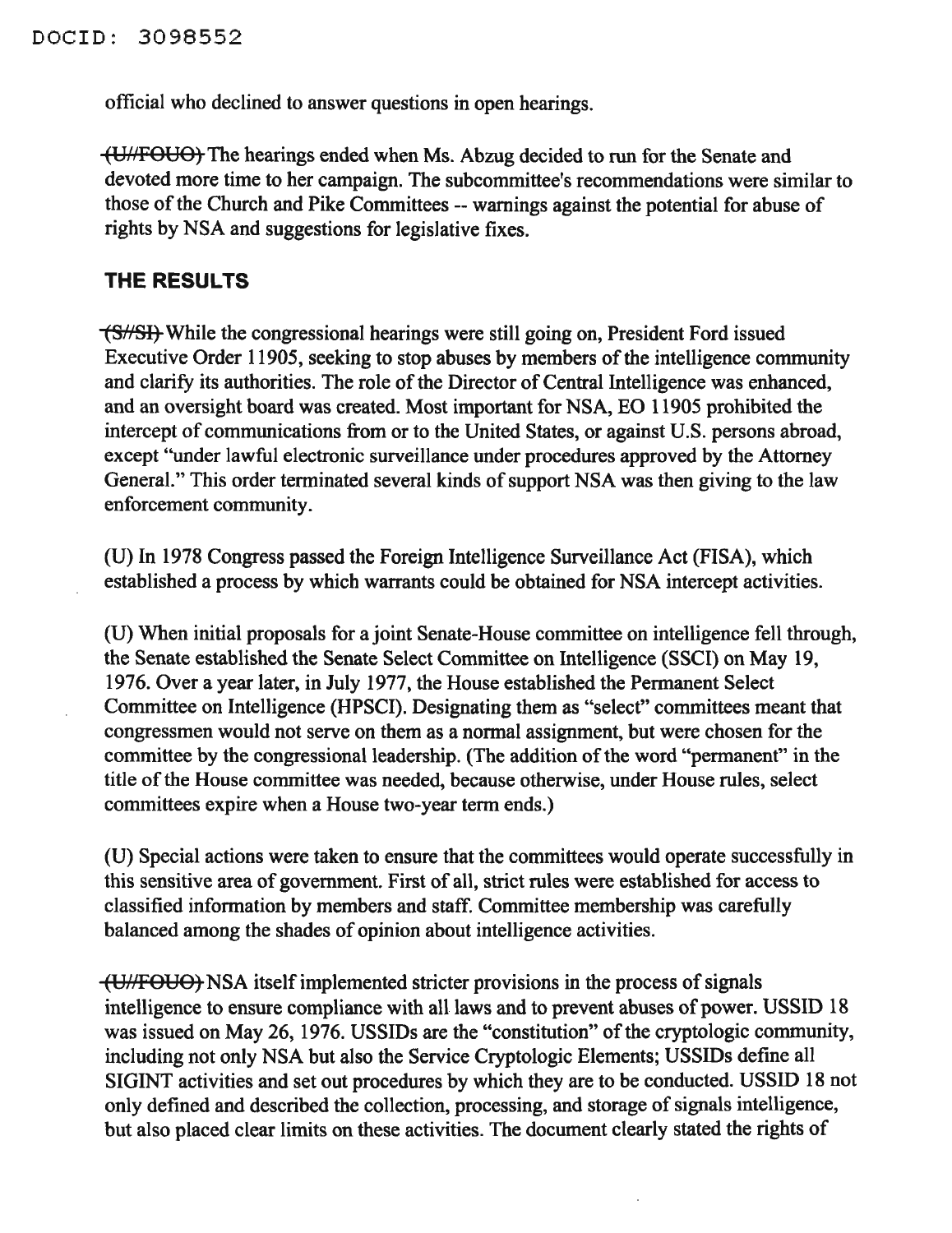official who declined to answer questions in open hearings.

(U//FOUO) The hearings ended when Ms. Abzug decided to run for the Senate and devoted more time to her campaign. The subcommittee's recommendations were similar to those of the Church and Pike Committees -- warnings against the potential for abuse of rights by NSA and suggestions for legislative fixes.

## THE RESULTS

(S//SI) While the congressional hearings were still going on, President Ford issued Executive Order 11905, seeking to stop abuses by members of the intelligence community and clarify its authorities. The role of the Director of Central Intelligence was enhanced, and an oversight board was created. Most important for NSA, EO 11905 prohibited the intercept of communications from or to the United States, or against U.S. persons abroad, except "under lawful electronic surveillance under procedures approved by the Attorney General." This order terminated several kinds of support NSA was then giving to the law enforcement community.

(U) In 1978 Congress passed the Foreign Intelligence Surveillance Act (FISA), which established a process by which warrants could be obtained for NSA intercept activities.

(U) When initial proposals for a joint Senate-House committee on intelligence fell through, the Senate established the Senate Select Committee on Intelligence (SSCI) on May 19, 1976. Over a year later, in July 1977, the House established the Permanent Select Committee on Intelligence (HPSCI). Designating them as "select" committees meant that congressmen would not serve on them as a normal assignment, but were chosen for the committee by the congressional leadership. (The addition of the word "permanent" in the title of the House committee was needed, because otherwise, under House rules, select committees expire when a House two-year term ends.)

(U) Special actions were taken to ensure that the committees would operate successfully in this sensitive area of government. First of all, strict rules were established for access to classified information by members and staff. Committee membership was carefully balanced among the shades of opinion about intelligence activities.

(U//FOUO) NSA itself implemented stricter provisions in the process of signals intelligence to ensure compliance with all laws and to prevent abuses of power. USSID 18 was issued on May 26, 1976. USSIDs are the "constitution" of the cryptologic community, including not only NSA but also the Service Cryptologic Elements; USSIDs define all SIGINT activities and set out procedures by which they are to be conducted. USSID 18 not only defined and described the collection, processing, and storage of signals intelligence, but also placed clear limits on these activities. The document clearly stated the rights of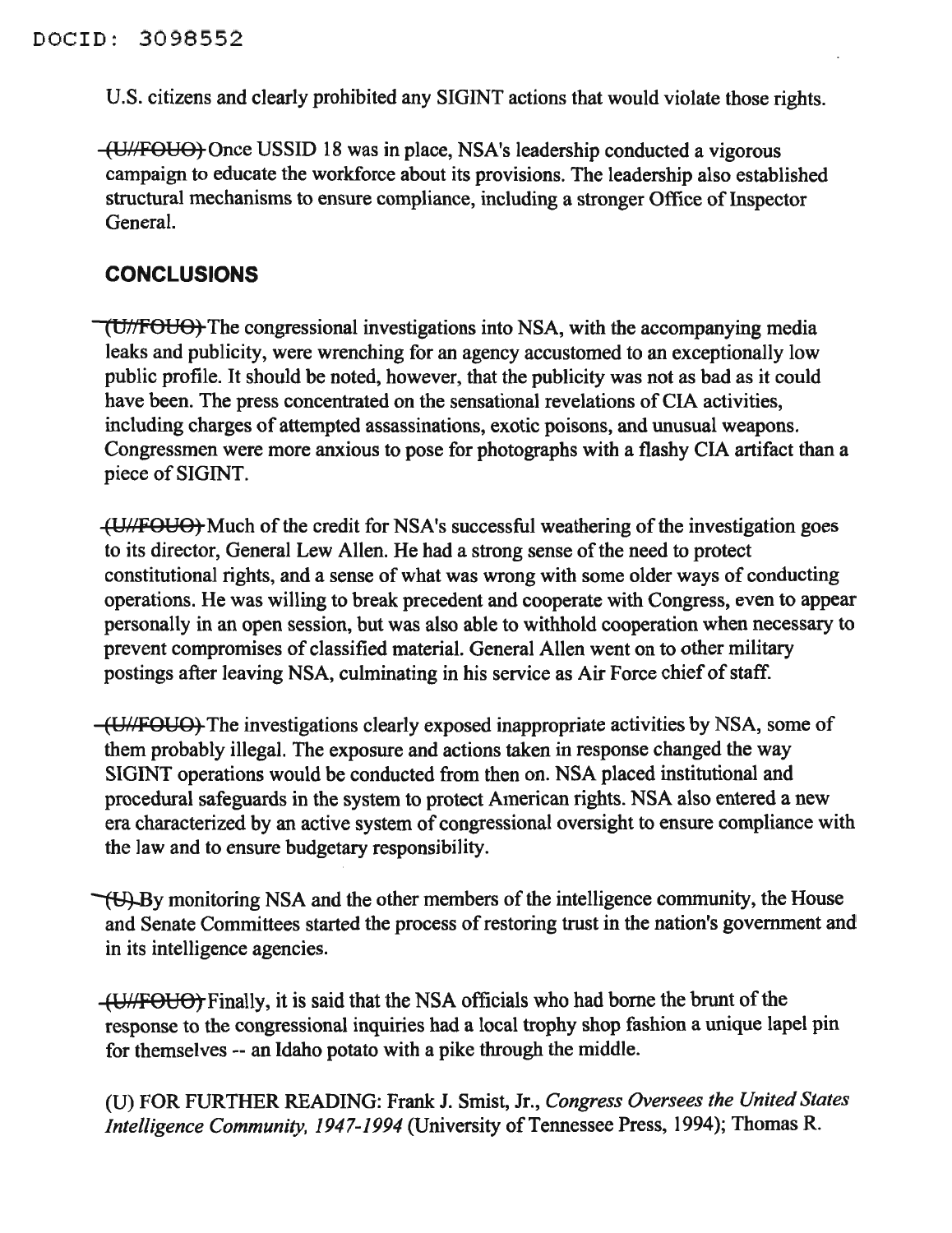U.S. citizens and clearly prohibited any SIGINT actions that would violate those rights.

~~(U//FOUO)~~ Once USSID 18 was in place, NSA's leadership conducted a vigorous campaign to educate the workforce about its provisions. The leadership also established structural mechanisms to ensure compliance, including a stronger Office of Inspector General.

## CONCLUSIONS

~~(U//FOUO)~~ The congressional investigations into NSA, with the accompanying media leaks and publicity, were wrenching for an agency accustomed to an exceptionally low public profile. It should be noted, however, that the publicity was not as bad as it could have been. The press concentrated on the sensational revelations of CIA activities, including charges of attempted assassinations, exotic poisons, and unusual weapons. Congressmen were more anxious to pose for photographs with a flashy CIA artifact than a piece of SIGINT.

~~(U//FOUO)~~ Much of the credit for NSA's successful weathering of the investigation goes to its director, General Lew Allen. He had a strong sense of the need to protect constitutional rights, and a sense of what was wrong with some older ways of conducting operations. He was willing to break precedent and cooperate with Congress, even to appear personally in an open session, but was also able to withhold cooperation when necessary to prevent compromises of classified material. General Allen went on to other military postings after leaving NSA, culminating in his service as Air Force chief of staff.

~~(U//FOUO)~~ The investigations clearly exposed inappropriate activities by NSA, some of them probably illegal. The exposure and actions taken in response changed the way SIGINT operations would be conducted from then on. NSA placed institutional and procedural safeguards in the system to protect American rights. NSA also entered a new era characterized by an active system of congressional oversight to ensure compliance with the law and to ensure budgetary responsibility.

~~(U)~~ By monitoring NSA and the other members of the intelligence community, the House and Senate Committees started the process of restoring trust in the nation's government and in its intelligence agencies.

~~(U//FOUO)~~ Finally, it is said that the NSA officials who had borne the brunt of the response to the congressional inquiries had a local trophy shop fashion a unique lapel pin for themselves -- an Idaho potato with a pike through the middle.

(U) FOR FURTHER READING: Frank J. Smist, Jr., *Congress Oversees the United States Intelligence Community, 1947-1994* (University of Tennessee Press, 1994); Thomas R.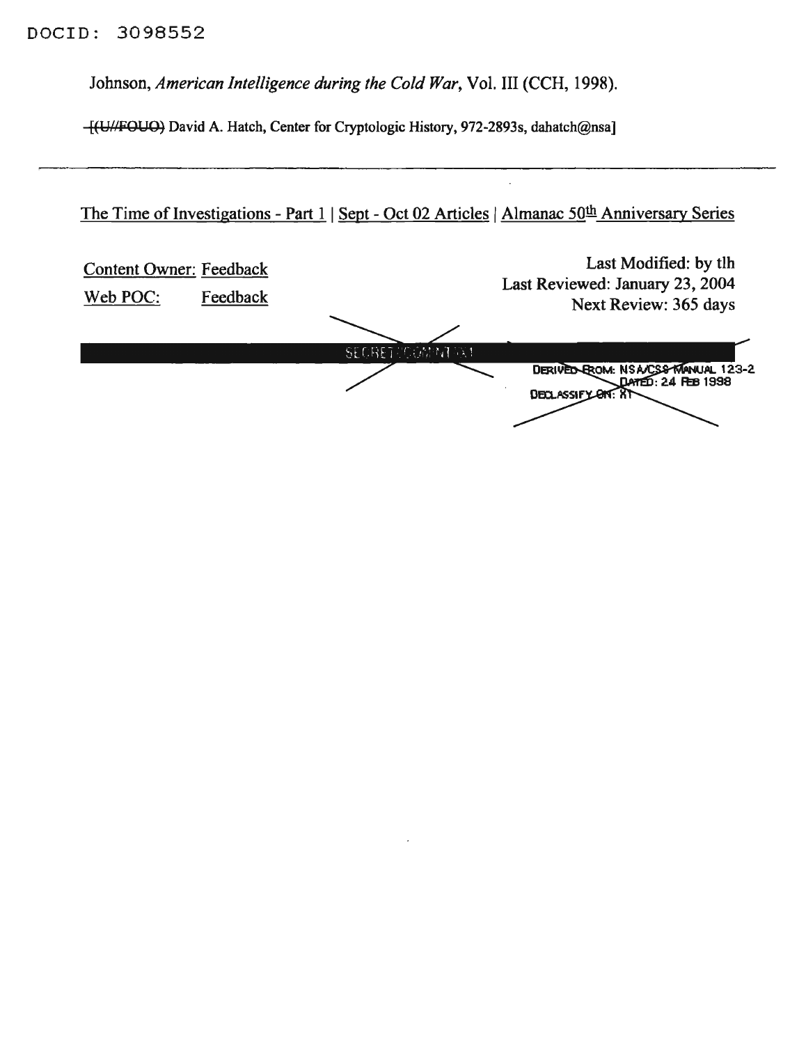DOCID: 3098552

Johnson, *American Intelligence during the Cold War*, Vol. III (CCH, 1998).

~~[(U//FOUO)~~ David A. Hatch, Center for Cryptologic History, 972-2893s, dahatch@nsa]

---

The Time of Investigations - Part 1 | Sept - Oct 02 Articles | Almanac 50th Anniversary Series

Content Owner: Feedback

Web POC: Feedback

Last Modified: by tlh

Last Reviewed: January 23, 2004

Next Review: 365 days

~~SECRET//COMINT//X1~~

~~DERIVED FROM: NSA/CSS MANUAL 123-2~~

~~DATED: 24 FEB 1998~~

~~DECLASSIFY ON: X1~~